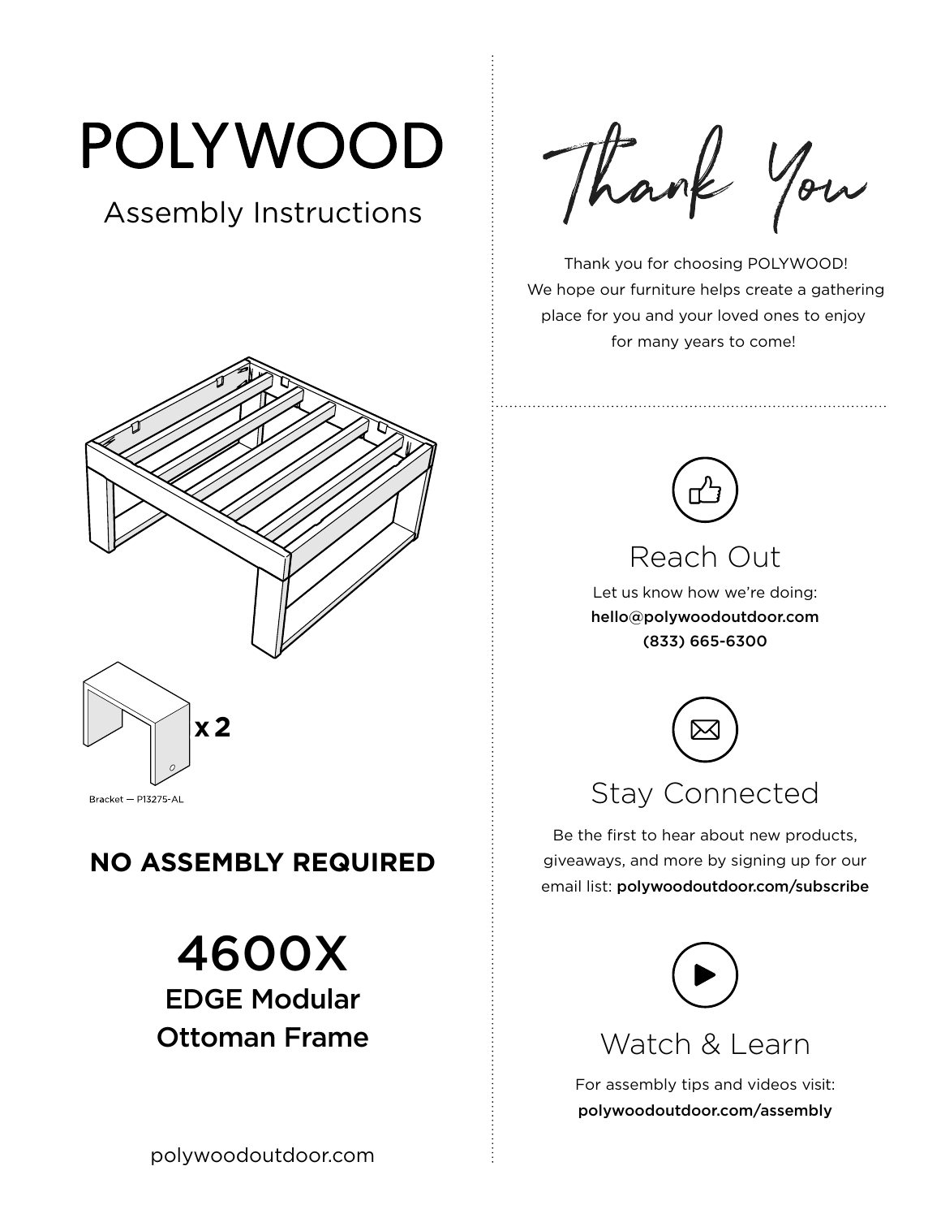# POLYWOOD

Assembly Instructions

x 2

Bracket — P13275-AL

**NO ASSEMBLY REQUIRED**

## 4600X
### EDGE Modular Ottoman Frame

polywoodoutdoor.com

*Thank You*

Thank you for choosing POLYWOOD!
We hope our furniture helps create a gathering place for you and your loved ones to enjoy for many years to come!

## Reach Out

Let us know how we're doing:
**hello@polywoodoutdoor.com**
**(833) 665-6300**

## Stay Connected

Be the first to hear about new products, giveaways, and more by signing up for our email list: **polywoodoutdoor.com/subscribe**

## Watch & Learn

For assembly tips and videos visit:
**polywoodoutdoor.com/assembly**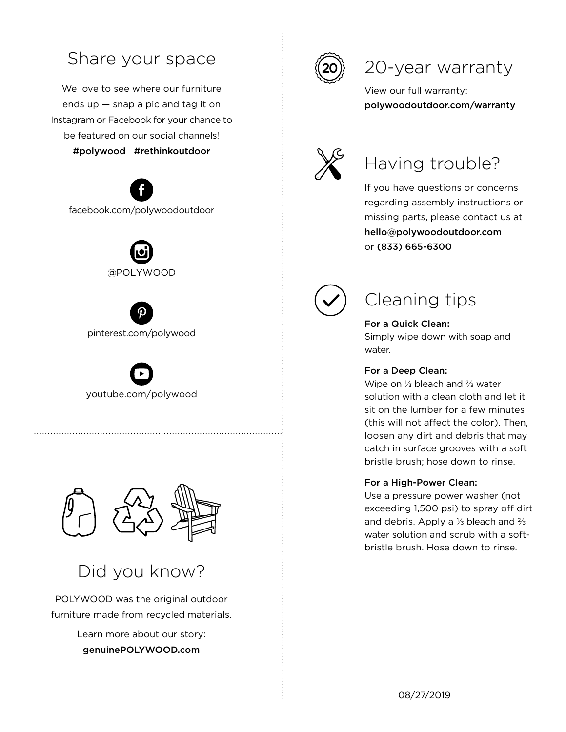## Share your space

We love to see where our furniture ends up — snap a pic and tag it on Instagram or Facebook for your chance to be featured on our social channels!

**#polywood #rethinkoutdoor**

facebook.com/polywoodoutdoor

@POLYWOOD

pinterest.com/polywood

youtube.com/polywood

## Did you know?

POLYWOOD was the original outdoor furniture made from recycled materials.

Learn more about our story:
**genuinePOLYWOOD.com**

## 20-year warranty

View our full warranty:
**polywoodoutdoor.com/warranty**

## Having trouble?

If you have questions or concerns regarding assembly instructions or missing parts, please contact us at **hello@polywoodoutdoor.com** or **(833) 665-6300**

## Cleaning tips

**For a Quick Clean:**
Simply wipe down with soap and water.

**For a Deep Clean:**
Wipe on ⅓ bleach and ⅔ water solution with a clean cloth and let it sit on the lumber for a few minutes (this will not affect the color). Then, loosen any dirt and debris that may catch in surface grooves with a soft bristle brush; hose down to rinse.

**For a High-Power Clean:**
Use a pressure power washer (not exceeding 1,500 psi) to spray off dirt and debris. Apply a ⅓ bleach and ⅔ water solution and scrub with a soft-bristle brush. Hose down to rinse.

08/27/2019